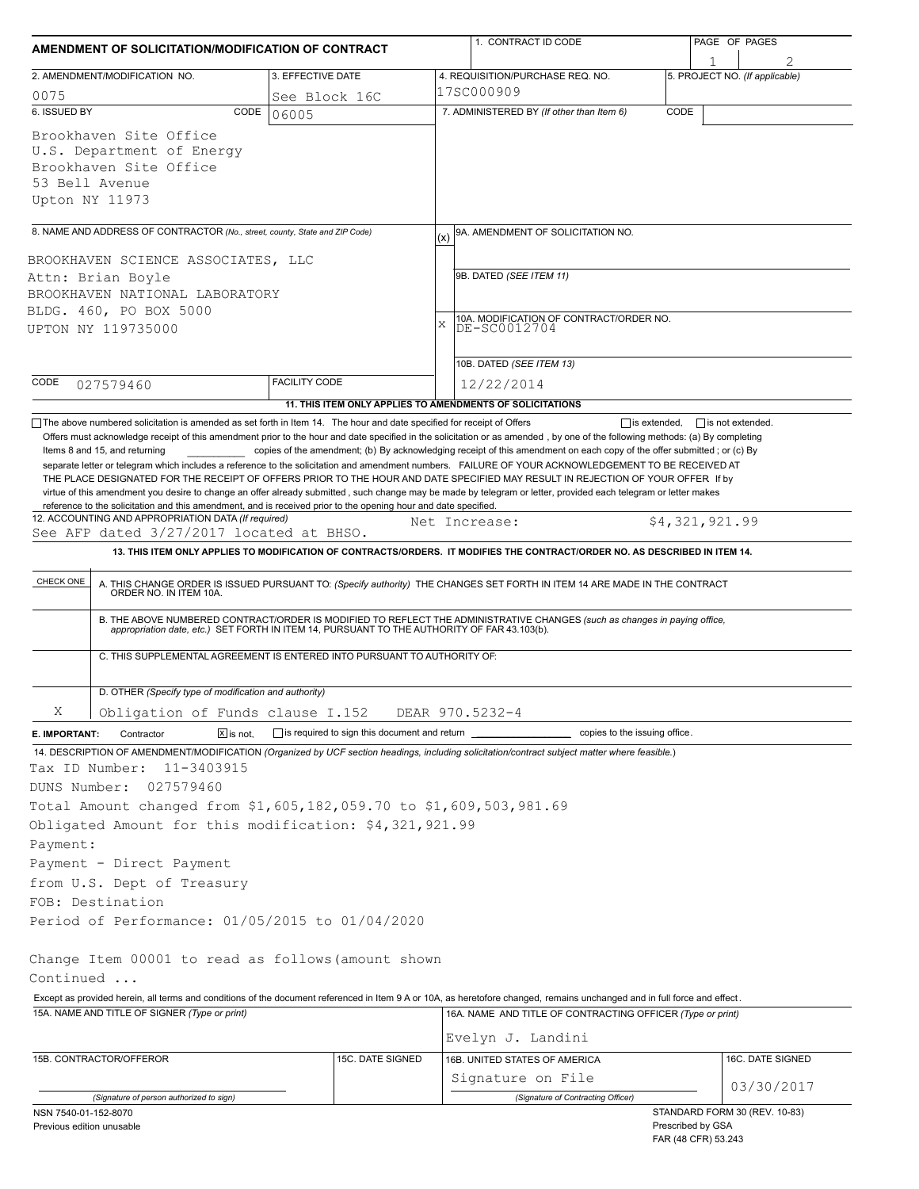# AMENDMENT OF SOLICITATION/MODIFICATION OF CONTRACT

| 1. CONTRACT ID CODE | PAGE OF PAGES |
|---|---|
| | 1 / 2 |

| 2. AMENDMENT/MODIFICATION NO. | 3. EFFECTIVE DATE | 4. REQUISITION/PURCHASE REQ. NO. | 5. PROJECT NO. (If applicable) |
|---|---|---|---|
| 0075 | See Block 16C | 17SC000909 | |

**6. ISSUED BY** CODE 06005

Brookhaven Site Office
U.S. Department of Energy
Brookhaven Site Office
53 Bell Avenue
Upton NY 11973

**7. ADMINISTERED BY** (If other than Item 6) CODE

**8. NAME AND ADDRESS OF CONTRACTOR** (No., street, county, State and ZIP Code)

BROOKHAVEN SCIENCE ASSOCIATES, LLC
Attn: Brian Boyle
BROOKHAVEN NATIONAL LABORATORY
BLDG. 460, PO BOX 5000
UPTON NY 119735000

CODE 027579460 FACILITY CODE

(x) 9A. AMENDMENT OF SOLICITATION NO.

9B. DATED (SEE ITEM 11)

X 10A. MODIFICATION OF CONTRACT/ORDER NO.
DE-SC0012704

10B. DATED (SEE ITEM 13)
12/22/2014

**11. THIS ITEM ONLY APPLIES TO AMENDMENTS OF SOLICITATIONS**

☐ The above numbered solicitation is amended as set forth in Item 14. The hour and date specified for receipt of Offers ☐ is extended, ☐ is not extended.
Offers must acknowledge receipt of this amendment prior to the hour and date specified in the solicitation or as amended , by one of the following methods: (a) By completing Items 8 and 15, and returning \_\_\_\_\_\_\_\_\_\_ copies of the amendment; (b) By acknowledging receipt of this amendment on each copy of the offer submitted ; or (c) By separate letter or telegram which includes a reference to the solicitation and amendment numbers. FAILURE OF YOUR ACKNOWLEDGEMENT TO BE RECEIVED AT THE PLACE DESIGNATED FOR THE RECEIPT OF OFFERS PRIOR TO THE HOUR AND DATE SPECIFIED MAY RESULT IN REJECTION OF YOUR OFFER If by virtue of this amendment you desire to change an offer already submitted , such change may be made by telegram or letter, provided each telegram or letter makes reference to the solicitation and this amendment, and is received prior to the opening hour and date specified.

**12. ACCOUNTING AND APPROPRIATION DATA** (If required)
See AFP dated 3/27/2017 located at BHSO. Net Increase: $4,321,921.99

**13. THIS ITEM ONLY APPLIES TO MODIFICATION OF CONTRACTS/ORDERS. IT MODIFIES THE CONTRACT/ORDER NO. AS DESCRIBED IN ITEM 14.**

| CHECK ONE | |
|---|---|
| | A. THIS CHANGE ORDER IS ISSUED PURSUANT TO: (Specify authority) THE CHANGES SET FORTH IN ITEM 14 ARE MADE IN THE CONTRACT ORDER NO. IN ITEM 10A. |
| | B. THE ABOVE NUMBERED CONTRACT/ORDER IS MODIFIED TO REFLECT THE ADMINISTRATIVE CHANGES (such as changes in paying office, appropriation date, etc.) SET FORTH IN ITEM 14, PURSUANT TO THE AUTHORITY OF FAR 43.103(b). |
| | C. THIS SUPPLEMENTAL AGREEMENT IS ENTERED INTO PURSUANT TO AUTHORITY OF: |
| X | D. OTHER (Specify type of modification and authority) Obligation of Funds clause I.152 DEAR 970.5232-4 |

**E. IMPORTANT:** Contractor ☒ is not, ☐ is required to sign this document and return \_\_\_\_\_\_\_\_\_\_ copies to the issuing office.

**14. DESCRIPTION OF AMENDMENT/MODIFICATION** (Organized by UCF section headings, including solicitation/contract subject matter where feasible.)

Tax ID Number: 11-3403915
DUNS Number: 027579460
Total Amount changed from $1,605,182,059.70 to $1,609,503,981.69
Obligated Amount for this modification: $4,321,921.99
Payment:
Payment - Direct Payment
from U.S. Dept of Treasury
FOB: Destination
Period of Performance: 01/05/2015 to 01/04/2020

Change Item 00001 to read as follows(amount shown
Continued ...

Except as provided herein, all terms and conditions of the document referenced in Item 9 A or 10A, as heretofore changed, remains unchanged and in full force and effect.

| 15A. NAME AND TITLE OF SIGNER (Type or print) | | 16A. NAME AND TITLE OF CONTRACTING OFFICER (Type or print) | |
|---|---|---|---|
| | | Evelyn J. Landini | |
| 15B. CONTRACTOR/OFFEROR | 15C. DATE SIGNED | 16B. UNITED STATES OF AMERICA | 16C. DATE SIGNED |
| (Signature of person authorized to sign) | | Signature on File (Signature of Contracting Officer) | 03/30/2017 |

NSN 7540-01-152-8070
Previous edition unusable

STANDARD FORM 30 (REV. 10-83)
Prescribed by GSA
FAR (48 CFR) 53.243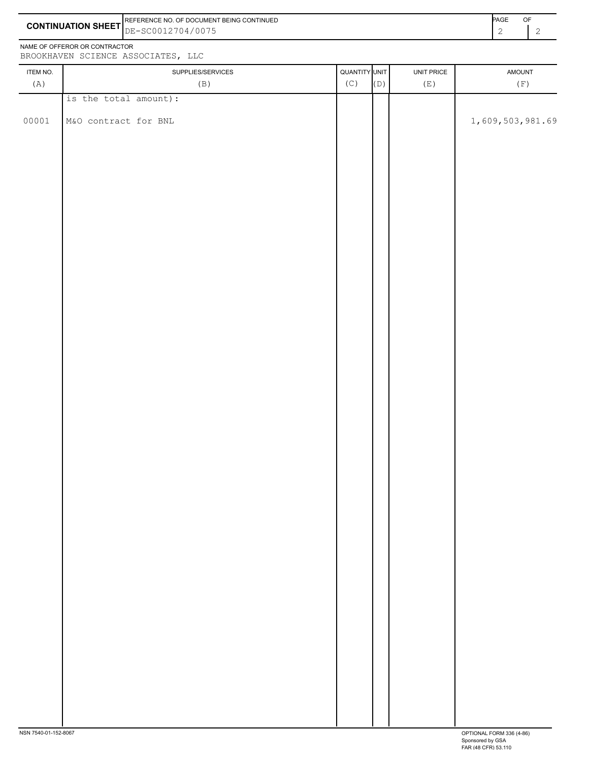**CONTINUATION SHEET**

REFERENCE NO. OF DOCUMENT BEING CONTINUED: DE-SC0012704/0075

NAME OF OFFEROR OR CONTRACTOR: BROOKHAVEN SCIENCE ASSOCIATES, LLC

| ITEM NO. (A) | SUPPLIES/SERVICES (B) | QUANTITY (C) | UNIT (D) | UNIT PRICE (E) | AMOUNT (F) |
|---|---|---|---|---|---|
| | is the total amount): | | | | |
| 00001 | M&O contract for BNL | | | | 1,609,503,981.69 |

NSN 7540-01-152-8067

OPTIONAL FORM 336 (4-86)
Sponsored by GSA
FAR (48 CFR) 53.110